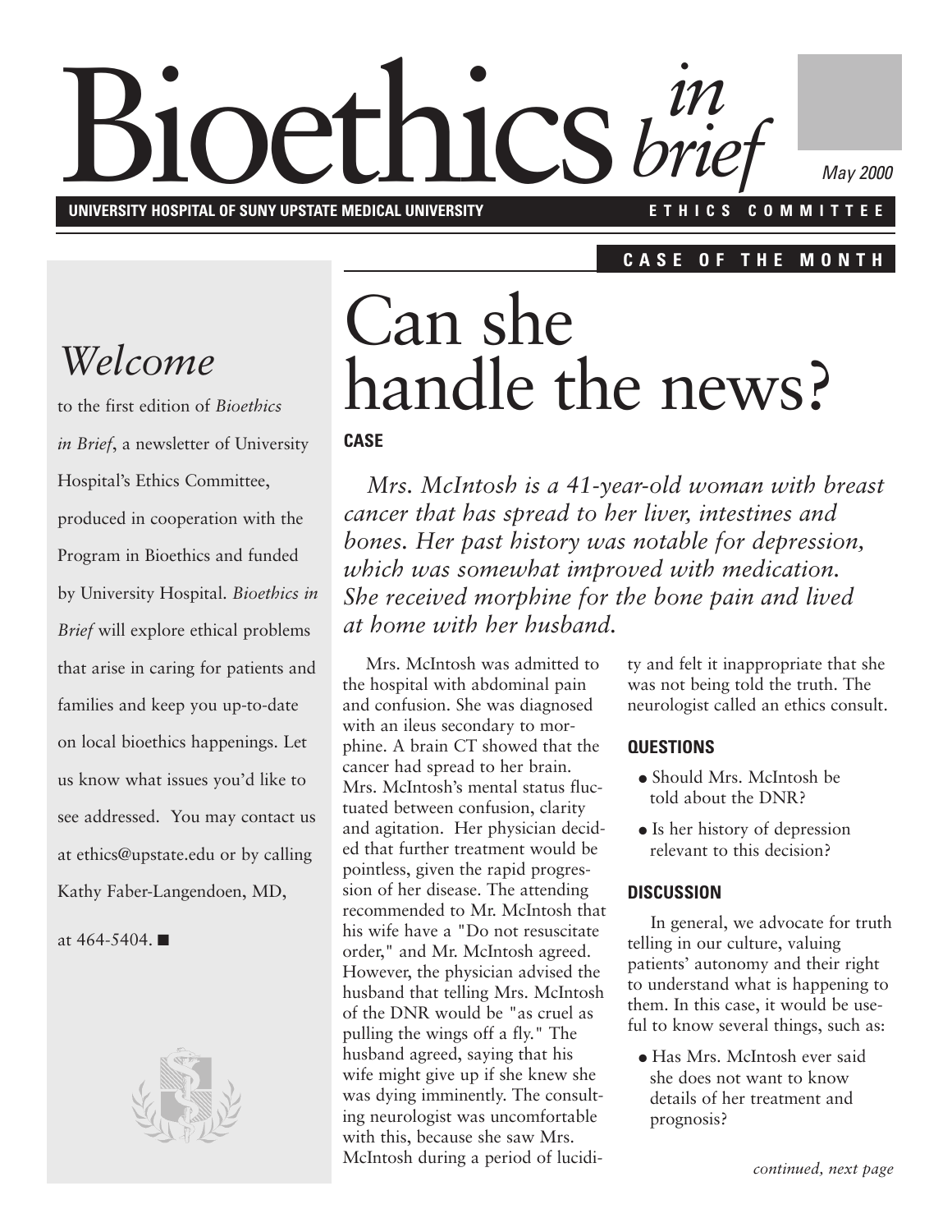# Bioethics *in brief*

May 2000

**UNIVERSITY HOSPITAL OF SUNY UPSTATE MEDICAL UNIVERSITY** **ETHICS COMMITTEE**

## *Welcome*

to the first edition of *Bioethics in Brief*, a newsletter of University Hospital's Ethics Committee, produced in cooperation with the Program in Bioethics and funded by University Hospital. *Bioethics in Brief* will explore ethical problems that arise in caring for patients and families and keep you up-to-date on local bioethics happenings. Let us know what issues you'd like to see addressed. You may contact us at ethics@upstate.edu or by calling Kathy Faber-Langendoen, MD, at 464-5404. ■

**CASE OF THE MONTH**

# Can she handle the news?

**CASE**

*Mrs. McIntosh is a 41-year-old woman with breast cancer that has spread to her liver, intestines and bones. Her past history was notable for depression, which was somewhat improved with medication. She received morphine for the bone pain and lived at home with her husband.*

Mrs. McIntosh was admitted to the hospital with abdominal pain and confusion. She was diagnosed with an ileus secondary to morphine. A brain CT showed that the cancer had spread to her brain. Mrs. McIntosh's mental status fluctuated between confusion, clarity and agitation. Her physician decided that further treatment would be pointless, given the rapid progression of her disease. The attending recommended to Mr. McIntosh that his wife have a "Do not resuscitate order," and Mr. McIntosh agreed. However, the physician advised the husband that telling Mrs. McIntosh of the DNR would be "as cruel as pulling the wings off a fly." The husband agreed, saying that his wife might give up if she knew she was dying imminently. The consulting neurologist was uncomfortable with this, because she saw Mrs. McIntosh during a period of lucidity and felt it inappropriate that she was not being told the truth. The neurologist called an ethics consult.

**QUESTIONS**

- Should Mrs. McIntosh be told about the DNR?
- Is her history of depression relevant to this decision?

**DISCUSSION**

In general, we advocate for truth telling in our culture, valuing patients' autonomy and their right to understand what is happening to them. In this case, it would be useful to know several things, such as:

- Has Mrs. McIntosh ever said she does not want to know details of her treatment and prognosis?

*continued, next page*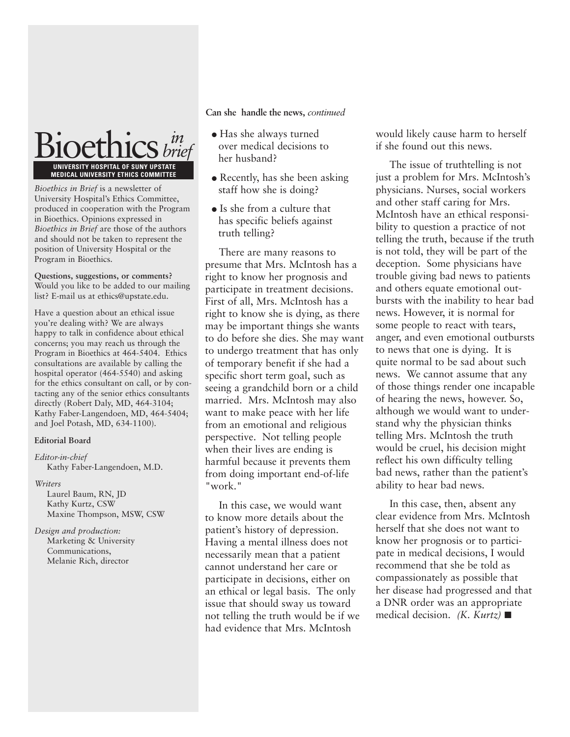# Bioethics *in brief*

**UNIVERSITY HOSPITAL OF SUNY UPSTATE MEDICAL UNIVERSITY ETHICS COMMITTEE**

*Bioethics in Brief* is a newsletter of University Hospital's Ethics Committee, produced in cooperation with the Program in Bioethics. Opinions expressed in *Bioethics in Brief* are those of the authors and should not be taken to represent the position of University Hospital or the Program in Bioethics.

**Questions, suggestions, or comments?** Would you like to be added to our mailing list? E-mail us at ethics@upstate.edu.

Have a question about an ethical issue you're dealing with? We are always happy to talk in confidence about ethical concerns; you may reach us through the Program in Bioethics at 464-5404. Ethics consultations are available by calling the hospital operator (464-5540) and asking for the ethics consultant on call, or by contacting any of the senior ethics consultants directly (Robert Daly, MD, 464-3104; Kathy Faber-Langendoen, MD, 464-5404; and Joel Potash, MD, 634-1100).

**Editorial Board**

*Editor-in-chief*
Kathy Faber-Langendoen, M.D.

*Writers*
Laurel Baum, RN, JD
Kathy Kurtz, CSW
Maxine Thompson, MSW, CSW

*Design and production:*
Marketing & University Communications,
Melanie Rich, director

**Can she handle the news,** *continued*

- Has she always turned over medical decisions to her husband?
- Recently, has she been asking staff how she is doing?
- Is she from a culture that has specific beliefs against truth telling?

There are many reasons to presume that Mrs. McIntosh has a right to know her prognosis and participate in treatment decisions. First of all, Mrs. McIntosh has a right to know she is dying, as there may be important things she wants to do before she dies. She may want to undergo treatment that has only of temporary benefit if she had a specific short term goal, such as seeing a grandchild born or a child married. Mrs. McIntosh may also want to make peace with her life from an emotional and religious perspective. Not telling people when their lives are ending is harmful because it prevents them from doing important end-of-life "work."

In this case, we would want to know more details about the patient's history of depression. Having a mental illness does not necessarily mean that a patient cannot understand her care or participate in decisions, either on an ethical or legal basis. The only issue that should sway us toward not telling the truth would be if we had evidence that Mrs. McIntosh would likely cause harm to herself if she found out this news.

The issue of truthtelling is not just a problem for Mrs. McIntosh's physicians. Nurses, social workers and other staff caring for Mrs. McIntosh have an ethical responsibility to question a practice of not telling the truth, because if the truth is not told, they will be part of the deception. Some physicians have trouble giving bad news to patients and others equate emotional outbursts with the inability to hear bad news. However, it is normal for some people to react with tears, anger, and even emotional outbursts to news that one is dying. It is quite normal to be sad about such news. We cannot assume that any of those things render one incapable of hearing the news, however. So, although we would want to understand why the physician thinks telling Mrs. McIntosh the truth would be cruel, his decision might reflect his own difficulty telling bad news, rather than the patient's ability to hear bad news.

In this case, then, absent any clear evidence from Mrs. McIntosh herself that she does not want to know her prognosis or to participate in medical decisions, I would recommend that she be told as compassionately as possible that her disease had progressed and that a DNR order was an appropriate medical decision. *(K. Kurtz)* ■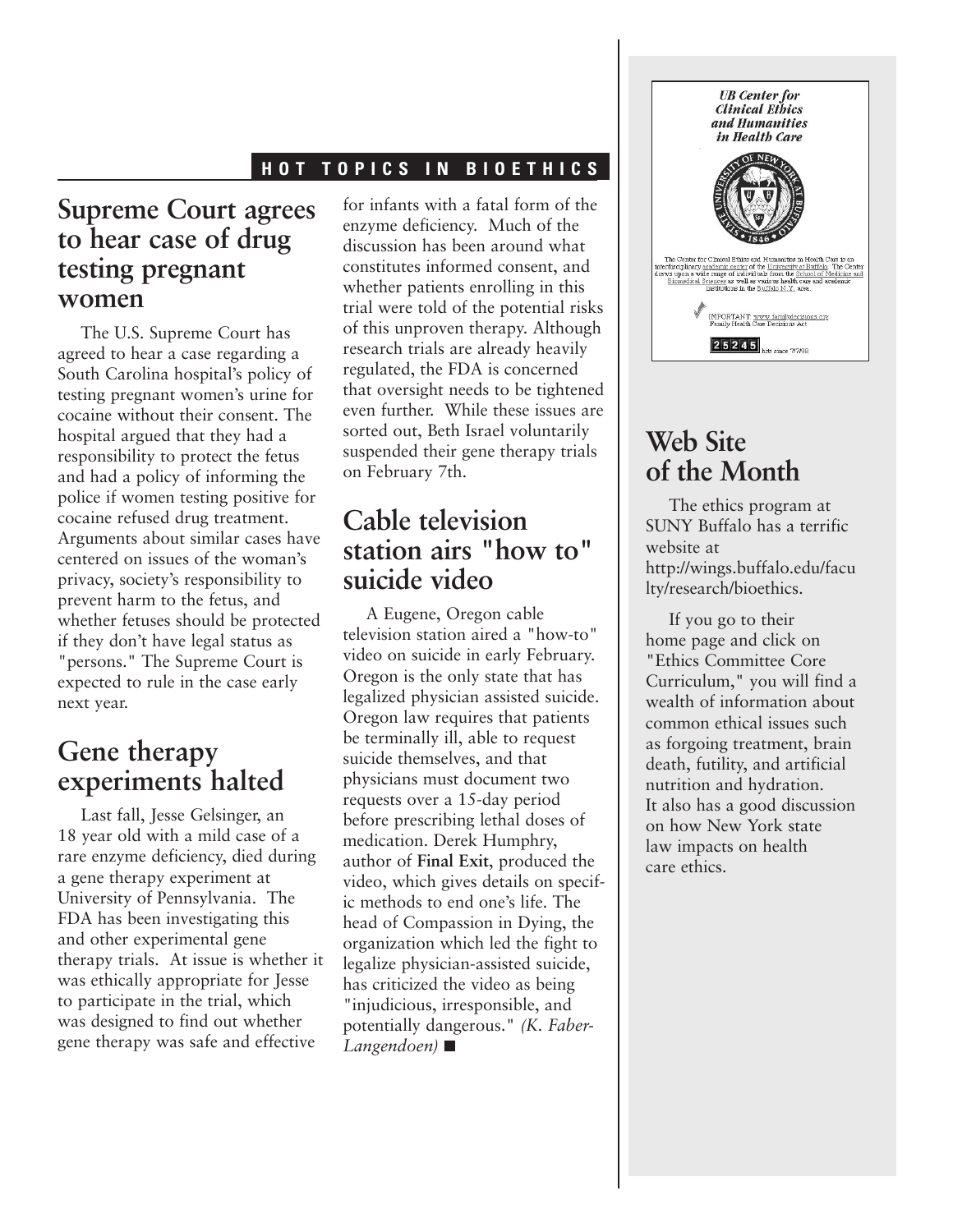## HOT TOPICS IN BIOETHICS

## Supreme Court agrees to hear case of drug testing pregnant women

The U.S. Supreme Court has agreed to hear a case regarding a South Carolina hospital's policy of testing pregnant women's urine for cocaine without their consent. The hospital argued that they had a responsibility to protect the fetus and had a policy of informing the police if women testing positive for cocaine refused drug treatment. Arguments about similar cases have centered on issues of the woman's privacy, society's responsibility to prevent harm to the fetus, and whether fetuses should be protected if they don't have legal status as "persons." The Supreme Court is expected to rule in the case early next year.

## Gene therapy experiments halted

Last fall, Jesse Gelsinger, an 18 year old with a mild case of a rare enzyme deficiency, died during a gene therapy experiment at University of Pennsylvania. The FDA has been investigating this and other experimental gene therapy trials. At issue is whether it was ethically appropriate for Jesse to participate in the trial, which was designed to find out whether gene therapy was safe and effective for infants with a fatal form of the enzyme deficiency. Much of the discussion has been around what constitutes informed consent, and whether patients enrolling in this trial were told of the potential risks of this unproven therapy. Although research trials are already heavily regulated, the FDA is concerned that oversight needs to be tightened even further. While these issues are sorted out, Beth Israel voluntarily suspended their gene therapy trials on February 7th.

## Cable television station airs "how to" suicide video

A Eugene, Oregon cable television station aired a "how-to" video on suicide in early February. Oregon is the only state that has legalized physician assisted suicide. Oregon law requires that patients be terminally ill, able to request suicide themselves, and that physicians must document two requests over a 15-day period before prescribing lethal doses of medication. Derek Humphry, author of **Final Exit**, produced the video, which gives details on specific methods to end one's life. The head of Compassion in Dying, the organization which led the fight to legalize physician-assisted suicide, has criticized the video as being "injudicious, irresponsible, and potentially dangerous." *(K. Faber-Langendoen)* ■

**UB Center for Clinical Ethics and Humanities in Health Care**

The Center for Clinical Ethics and Humanities in Health Care is an interdisciplinary academic center of the University at Buffalo. The Center draws upon a wide range of individuals from the School of Medicine and Biomedical Sciences as well as various health care and academic institutions in the Buffalo N.Y. area.

IMPORTANT: www.familydecisions.org Family Health Care Decisions Act

25245 hits since 7/7/98

## Web Site of the Month

The ethics program at SUNY Buffalo has a terrific website at http://wings.buffalo.edu/faculty/research/bioethics.

If you go to their home page and click on "Ethics Committee Core Curriculum," you will find a wealth of information about common ethical issues such as forgoing treatment, brain death, futility, and artificial nutrition and hydration. It also has a good discussion on how New York state law impacts on health care ethics.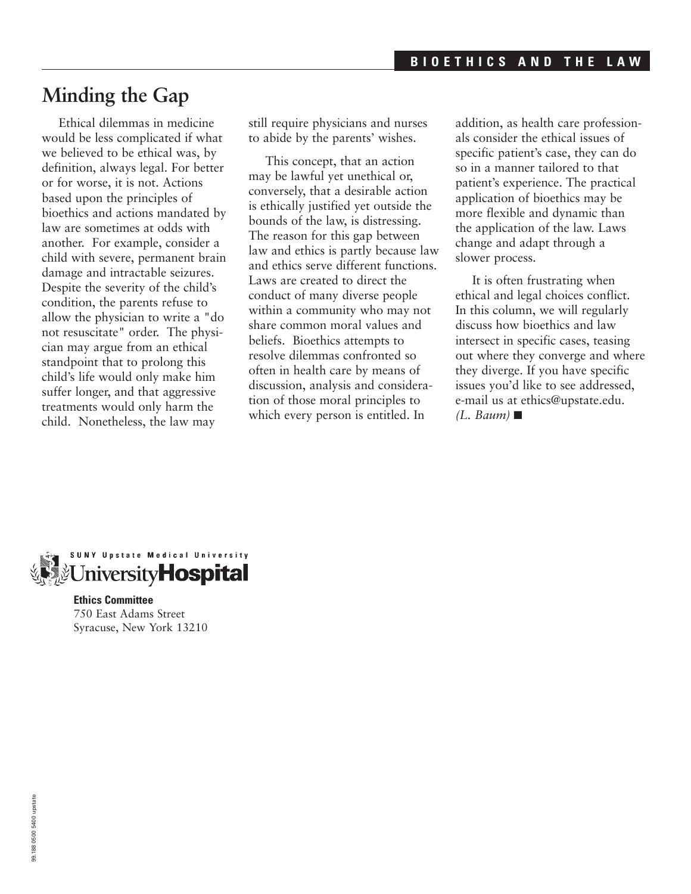## Minding the Gap

Ethical dilemmas in medicine would be less complicated if what we believed to be ethical was, by definition, always legal. For better or for worse, it is not. Actions based upon the principles of bioethics and actions mandated by law are sometimes at odds with another. For example, consider a child with severe, permanent brain damage and intractable seizures. Despite the severity of the child's condition, the parents refuse to allow the physician to write a "do not resuscitate" order. The physician may argue from an ethical standpoint that to prolong this child's life would only make him suffer longer, and that aggressive treatments would only harm the child. Nonetheless, the law may still require physicians and nurses to abide by the parents' wishes.

This concept, that an action may be lawful yet unethical or, conversely, that a desirable action is ethically justified yet outside the bounds of the law, is distressing. The reason for this gap between law and ethics is partly because law and ethics serve different functions. Laws are created to direct the conduct of many diverse people within a community who may not share common moral values and beliefs. Bioethics attempts to resolve dilemmas confronted so often in health care by means of discussion, analysis and consideration of those moral principles to which every person is entitled. In addition, as health care professionals consider the ethical issues of specific patient's case, they can do so in a manner tailored to that patient's experience. The practical application of bioethics may be more flexible and dynamic than the application of the law. Laws change and adapt through a slower process.

It is often frustrating when ethical and legal choices conflict. In this column, we will regularly discuss how bioethics and law intersect in specific cases, teasing out where they converge and where they diverge. If you have specific issues you'd like to see addressed, e-mail us at ethics@upstate.edu. *(L. Baum)* ■

SUNY Upstate Medical University
University**Hospital**

**Ethics Committee**
750 East Adams Street
Syracuse, New York 13210

99.188 0500 5400 upstate